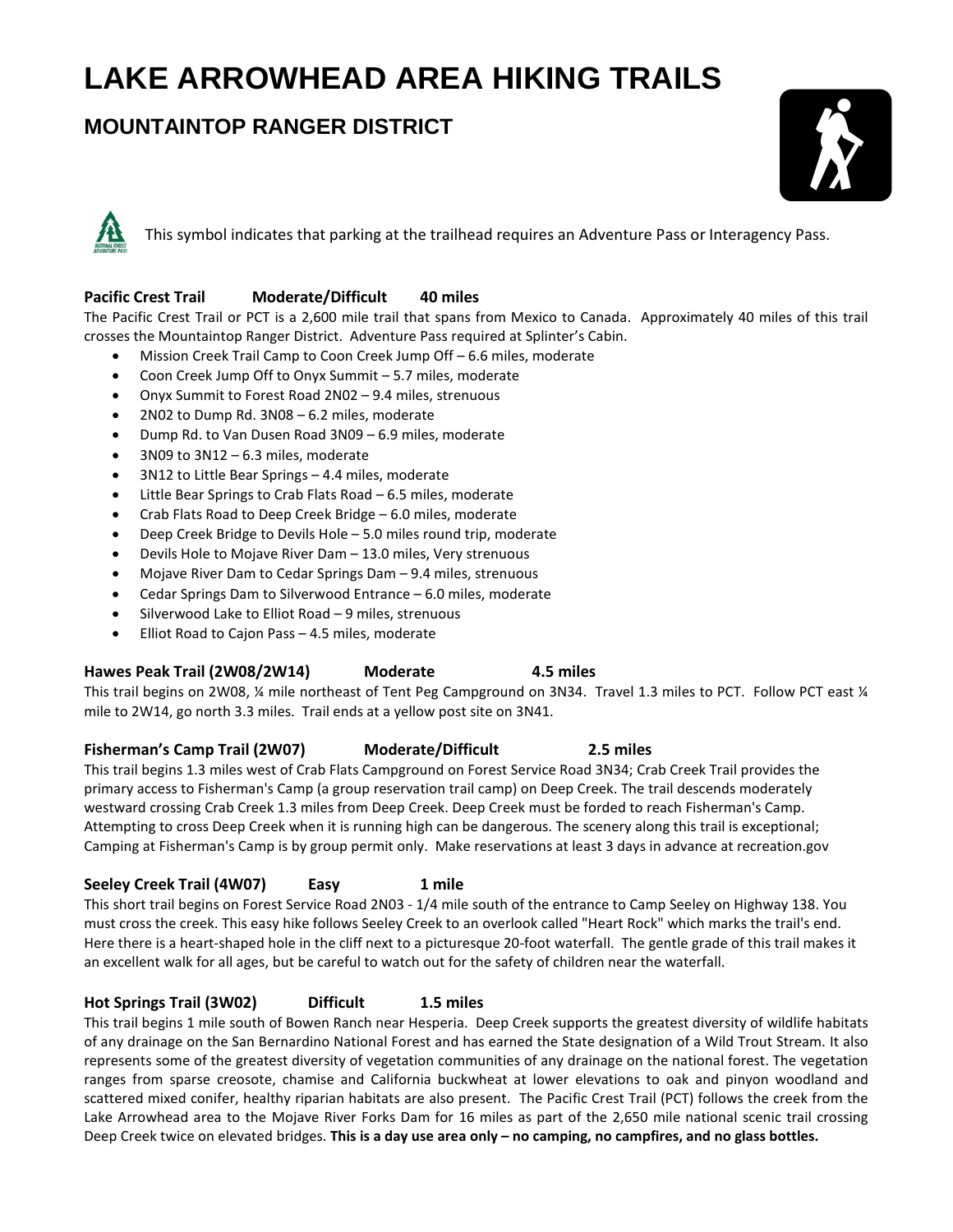# LAKE ARROWHEAD AREA HIKING TRAILS

## MOUNTAINTOP RANGER DISTRICT

This symbol indicates that parking at the trailhead requires an Adventure Pass or Interagency Pass.

**Pacific Crest Trail Moderate/Difficult 40 miles**

The Pacific Crest Trail or PCT is a 2,600 mile trail that spans from Mexico to Canada. Approximately 40 miles of this trail crosses the Mountaintop Ranger District. Adventure Pass required at Splinter's Cabin.

- Mission Creek Trail Camp to Coon Creek Jump Off – 6.6 miles, moderate
- Coon Creek Jump Off to Onyx Summit – 5.7 miles, moderate
- Onyx Summit to Forest Road 2N02 – 9.4 miles, strenuous
- 2N02 to Dump Rd. 3N08 – 6.2 miles, moderate
- Dump Rd. to Van Dusen Road 3N09 – 6.9 miles, moderate
- 3N09 to 3N12 – 6.3 miles, moderate
- 3N12 to Little Bear Springs – 4.4 miles, moderate
- Little Bear Springs to Crab Flats Road – 6.5 miles, moderate
- Crab Flats Road to Deep Creek Bridge – 6.0 miles, moderate
- Deep Creek Bridge to Devils Hole – 5.0 miles round trip, moderate
- Devils Hole to Mojave River Dam – 13.0 miles, Very strenuous
- Mojave River Dam to Cedar Springs Dam – 9.4 miles, strenuous
- Cedar Springs Dam to Silverwood Entrance – 6.0 miles, moderate
- Silverwood Lake to Elliot Road – 9 miles, strenuous
- Elliot Road to Cajon Pass – 4.5 miles, moderate

**Hawes Peak Trail (2W08/2W14) Moderate 4.5 miles**

This trail begins on 2W08, ¼ mile northeast of Tent Peg Campground on 3N34. Travel 1.3 miles to PCT. Follow PCT east ¼ mile to 2W14, go north 3.3 miles. Trail ends at a yellow post site on 3N41.

**Fisherman's Camp Trail (2W07) Moderate/Difficult 2.5 miles**

This trail begins 1.3 miles west of Crab Flats Campground on Forest Service Road 3N34; Crab Creek Trail provides the primary access to Fisherman's Camp (a group reservation trail camp) on Deep Creek. The trail descends moderately westward crossing Crab Creek 1.3 miles from Deep Creek. Deep Creek must be forded to reach Fisherman's Camp. Attempting to cross Deep Creek when it is running high can be dangerous. The scenery along this trail is exceptional; Camping at Fisherman's Camp is by group permit only. Make reservations at least 3 days in advance at recreation.gov

**Seeley Creek Trail (4W07) Easy 1 mile**

This short trail begins on Forest Service Road 2N03 - 1/4 mile south of the entrance to Camp Seeley on Highway 138. You must cross the creek. This easy hike follows Seeley Creek to an overlook called "Heart Rock" which marks the trail's end. Here there is a heart-shaped hole in the cliff next to a picturesque 20-foot waterfall. The gentle grade of this trail makes it an excellent walk for all ages, but be careful to watch out for the safety of children near the waterfall.

**Hot Springs Trail (3W02) Difficult 1.5 miles**

This trail begins 1 mile south of Bowen Ranch near Hesperia. Deep Creek supports the greatest diversity of wildlife habitats of any drainage on the San Bernardino National Forest and has earned the State designation of a Wild Trout Stream. It also represents some of the greatest diversity of vegetation communities of any drainage on the national forest. The vegetation ranges from sparse creosote, chamise and California buckwheat at lower elevations to oak and pinyon woodland and scattered mixed conifer, healthy riparian habitats are also present. The Pacific Crest Trail (PCT) follows the creek from the Lake Arrowhead area to the Mojave River Forks Dam for 16 miles as part of the 2,650 mile national scenic trail crossing Deep Creek twice on elevated bridges. **This is a day use area only – no camping, no campfires, and no glass bottles.**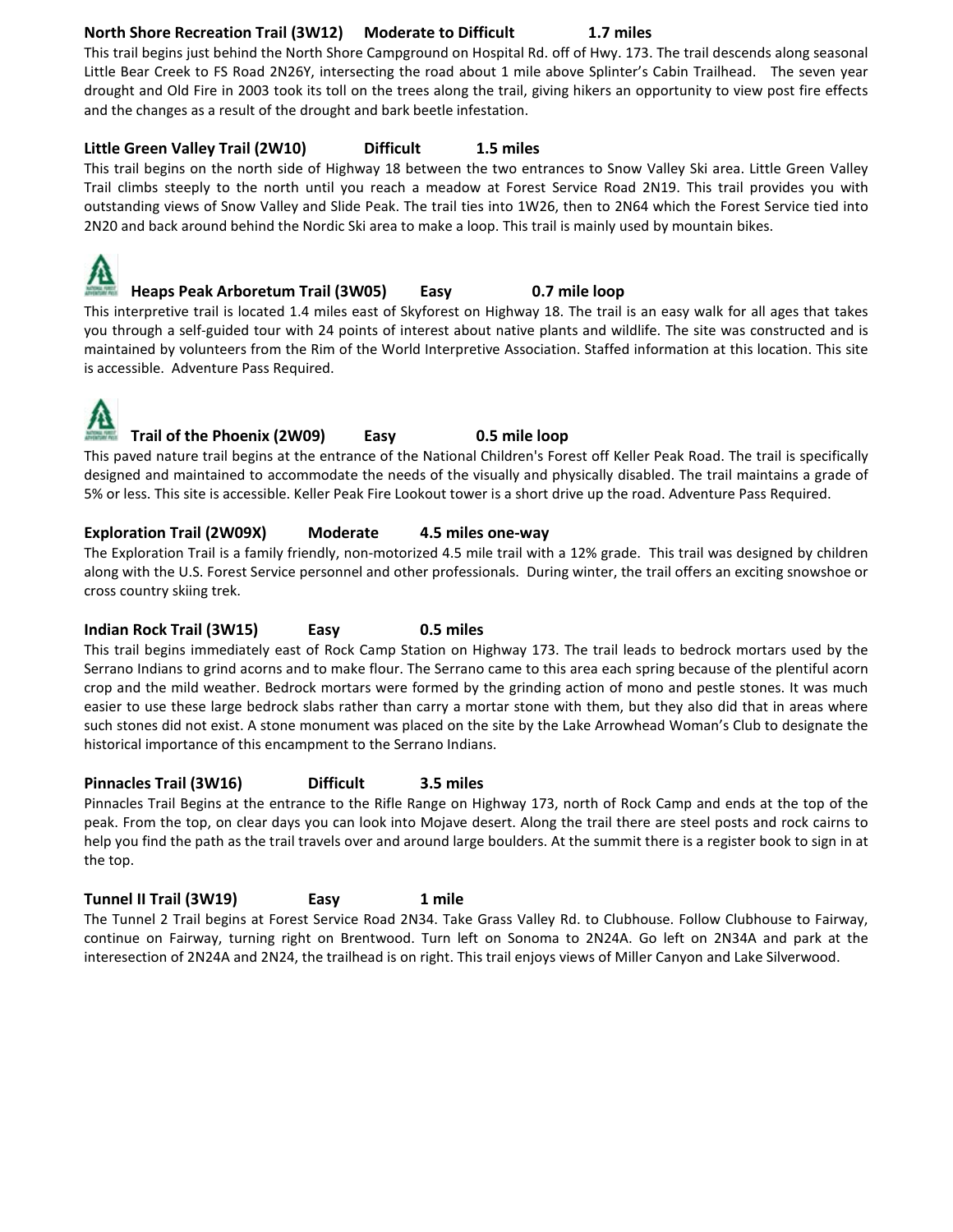**North Shore Recreation Trail (3W12)     Moderate to Difficult     1.7 miles**

This trail begins just behind the North Shore Campground on Hospital Rd. off of Hwy. 173. The trail descends along seasonal Little Bear Creek to FS Road 2N26Y, intersecting the road about 1 mile above Splinter's Cabin Trailhead. The seven year drought and Old Fire in 2003 took its toll on the trees along the trail, giving hikers an opportunity to view post fire effects and the changes as a result of the drought and bark beetle infestation.

**Little Green Valley Trail (2W10)     Difficult     1.5 miles**

This trail begins on the north side of Highway 18 between the two entrances to Snow Valley Ski area. Little Green Valley Trail climbs steeply to the north until you reach a meadow at Forest Service Road 2N19. This trail provides you with outstanding views of Snow Valley and Slide Peak. The trail ties into 1W26, then to 2N64 which the Forest Service tied into 2N20 and back around behind the Nordic Ski area to make a loop. This trail is mainly used by mountain bikes.

**Heaps Peak Arboretum Trail (3W05)     Easy     0.7 mile loop**

This interpretive trail is located 1.4 miles east of Skyforest on Highway 18. The trail is an easy walk for all ages that takes you through a self-guided tour with 24 points of interest about native plants and wildlife. The site was constructed and is maintained by volunteers from the Rim of the World Interpretive Association. Staffed information at this location. This site is accessible. Adventure Pass Required.

**Trail of the Phoenix (2W09)     Easy     0.5 mile loop**

This paved nature trail begins at the entrance of the National Children's Forest off Keller Peak Road. The trail is specifically designed and maintained to accommodate the needs of the visually and physically disabled. The trail maintains a grade of 5% or less. This site is accessible. Keller Peak Fire Lookout tower is a short drive up the road. Adventure Pass Required.

**Exploration Trail (2W09X)     Moderate     4.5 miles one-way**

The Exploration Trail is a family friendly, non-motorized 4.5 mile trail with a 12% grade. This trail was designed by children along with the U.S. Forest Service personnel and other professionals. During winter, the trail offers an exciting snowshoe or cross country skiing trek.

**Indian Rock Trail (3W15)     Easy     0.5 miles**

This trail begins immediately east of Rock Camp Station on Highway 173. The trail leads to bedrock mortars used by the Serrano Indians to grind acorns and to make flour. The Serrano came to this area each spring because of the plentiful acorn crop and the mild weather. Bedrock mortars were formed by the grinding action of mono and pestle stones. It was much easier to use these large bedrock slabs rather than carry a mortar stone with them, but they also did that in areas where such stones did not exist. A stone monument was placed on the site by the Lake Arrowhead Woman's Club to designate the historical importance of this encampment to the Serrano Indians.

**Pinnacles Trail (3W16)     Difficult     3.5 miles**

Pinnacles Trail Begins at the entrance to the Rifle Range on Highway 173, north of Rock Camp and ends at the top of the peak. From the top, on clear days you can look into Mojave desert. Along the trail there are steel posts and rock cairns to help you find the path as the trail travels over and around large boulders. At the summit there is a register book to sign in at the top.

**Tunnel II Trail (3W19)     Easy     1 mile**

The Tunnel 2 Trail begins at Forest Service Road 2N34. Take Grass Valley Rd. to Clubhouse. Follow Clubhouse to Fairway, continue on Fairway, turning right on Brentwood. Turn left on Sonoma to 2N24A. Go left on 2N34A and park at the interesection of 2N24A and 2N24, the trailhead is on right. This trail enjoys views of Miller Canyon and Lake Silverwood.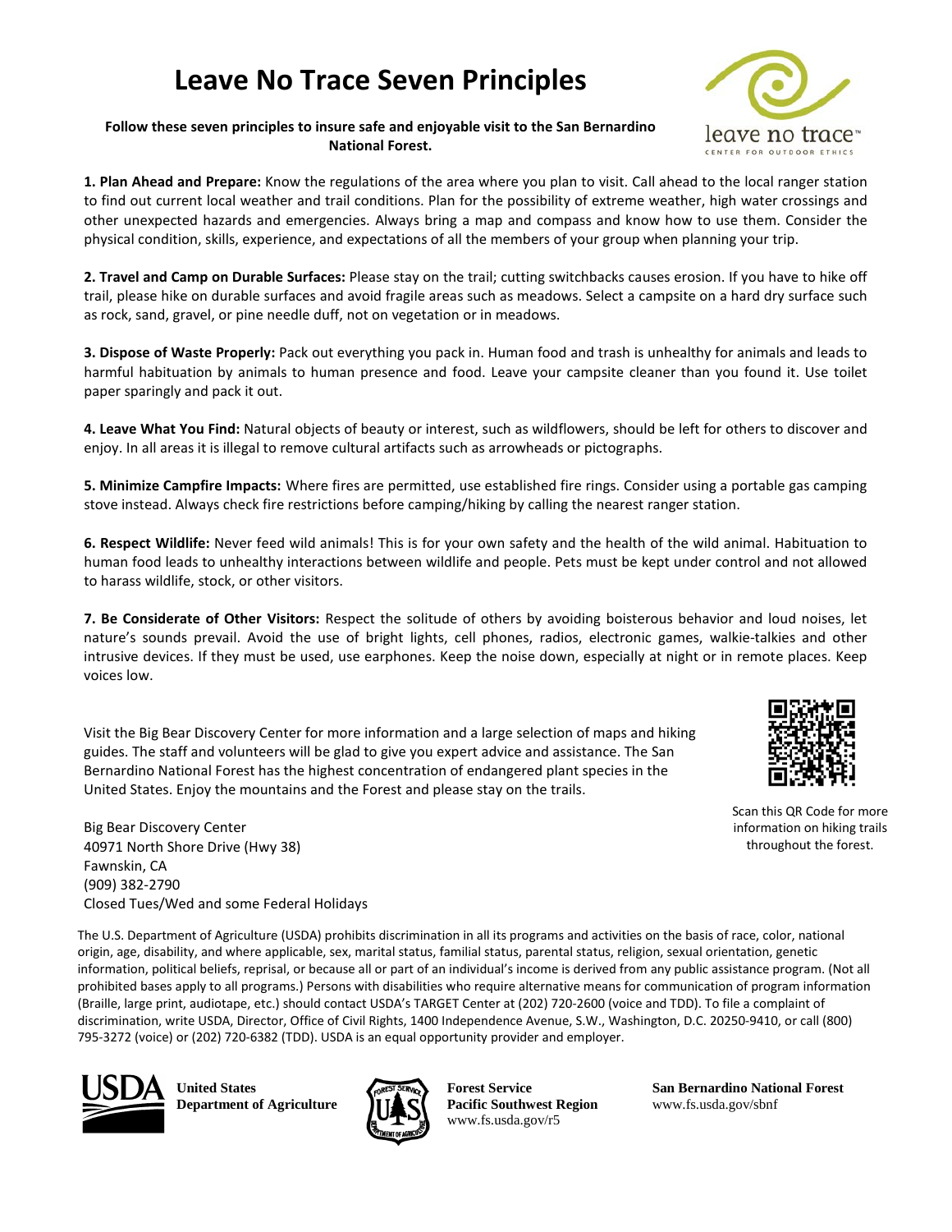# Leave No Trace Seven Principles

**Follow these seven principles to insure safe and enjoyable visit to the San Bernardino National Forest.**

leave no trace™
CENTER FOR OUTDOOR ETHICS

**1. Plan Ahead and Prepare:** Know the regulations of the area where you plan to visit. Call ahead to the local ranger station to find out current local weather and trail conditions. Plan for the possibility of extreme weather, high water crossings and other unexpected hazards and emergencies. Always bring a map and compass and know how to use them. Consider the physical condition, skills, experience, and expectations of all the members of your group when planning your trip.

**2. Travel and Camp on Durable Surfaces:** Please stay on the trail; cutting switchbacks causes erosion. If you have to hike off trail, please hike on durable surfaces and avoid fragile areas such as meadows. Select a campsite on a hard dry surface such as rock, sand, gravel, or pine needle duff, not on vegetation or in meadows.

**3. Dispose of Waste Properly:** Pack out everything you pack in. Human food and trash is unhealthy for animals and leads to harmful habituation by animals to human presence and food. Leave your campsite cleaner than you found it. Use toilet paper sparingly and pack it out.

**4. Leave What You Find:** Natural objects of beauty or interest, such as wildflowers, should be left for others to discover and enjoy. In all areas it is illegal to remove cultural artifacts such as arrowheads or pictographs.

**5. Minimize Campfire Impacts:** Where fires are permitted, use established fire rings. Consider using a portable gas camping stove instead. Always check fire restrictions before camping/hiking by calling the nearest ranger station.

**6. Respect Wildlife:** Never feed wild animals! This is for your own safety and the health of the wild animal. Habituation to human food leads to unhealthy interactions between wildlife and people. Pets must be kept under control and not allowed to harass wildlife, stock, or other visitors.

**7. Be Considerate of Other Visitors:** Respect the solitude of others by avoiding boisterous behavior and loud noises, let nature's sounds prevail. Avoid the use of bright lights, cell phones, radios, electronic games, walkie-talkies and other intrusive devices. If they must be used, use earphones. Keep the noise down, especially at night or in remote places. Keep voices low.

Visit the Big Bear Discovery Center for more information and a large selection of maps and hiking guides. The staff and volunteers will be glad to give you expert advice and assistance. The San Bernardino National Forest has the highest concentration of endangered plant species in the United States. Enjoy the mountains and the Forest and please stay on the trails.

Scan this QR Code for more information on hiking trails throughout the forest.

Big Bear Discovery Center
40971 North Shore Drive (Hwy 38)
Fawnskin, CA
(909) 382-2790
Closed Tues/Wed and some Federal Holidays

The U.S. Department of Agriculture (USDA) prohibits discrimination in all its programs and activities on the basis of race, color, national origin, age, disability, and where applicable, sex, marital status, familial status, parental status, religion, sexual orientation, genetic information, political beliefs, reprisal, or because all or part of an individual's income is derived from any public assistance program. (Not all prohibited bases apply to all programs.) Persons with disabilities who require alternative means for communication of program information (Braille, large print, audiotape, etc.) should contact USDA's TARGET Center at (202) 720-2600 (voice and TDD). To file a complaint of discrimination, write USDA, Director, Office of Civil Rights, 1400 Independence Avenue, S.W., Washington, D.C. 20250-9410, or call (800) 795-3272 (voice) or (202) 720-6382 (TDD). USDA is an equal opportunity provider and employer.

**United States Department of Agriculture**

**Forest Service**
**Pacific Southwest Region**
www.fs.usda.gov/r5

**San Bernardino National Forest**
www.fs.usda.gov/sbnf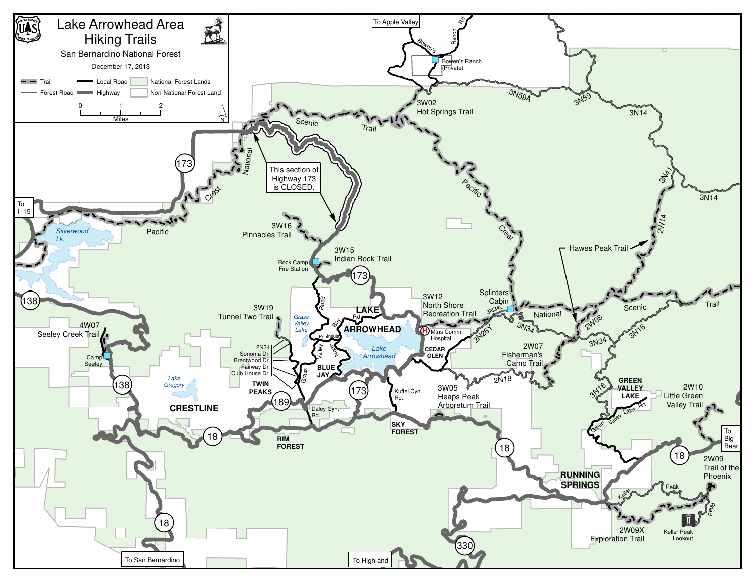# Lake Arrowhead Area Hiking Trails

San Bernardino National Forest

December 17, 2013

Trail
Local Road
National Forest Lands
Forest Road
Highway
Non-National Forest Land

0 1 2
Miles

To Apple Valley
Bowen's Ranch Rd
Bowen's Ranch (Private)
3W02 Hot Springs Trail
3N59A
3N59
3N14
Scenic Trail
Pacific Crest National
173
This section of Highway 173 is CLOSED.
To I-15
Silverwood Lk.
Pacific
3W16 Pinnacles Trail
3W15 Indian Rock Trail
Rock Camp Fire Station
Pacific Crest
3N41
2W14
3N14
Hawes Peak Trail
138
3W19 Tunnel Two Trail
Grass Valley Lake
Grass Valley Road
Bay Rd
LAKE ARROWHEAD
Lake Arrowhead
3W12 North Shore Recreation Trail
Splinters Cabin
3N34C
National Scenic Trail
2W08
3N34
3N16
Mtns Comm. Hospital
2N26Y
CEDAR GLEN
2W07 Fisherman's Camp Trail
4W07 Seeley Creek Trail
Camp Seeley
2N34
Sonoma Dr.
Brentwood Dr.
Fairway Dr.
Club House Dr.
Peninsula
North
BLUE JAY
TWIN PEAKS
Lake Gregory
CRESTLINE
189
Daley Cyn. Rd.
Kuffel Cyn. Rd.
3W05 Heaps Peak Arboretum Trail
2N18
GREEN VALLEY LAKE
Green Valley Lake Rd
2W10 Little Green Valley Trail
To Big Bear
18
RIM FOREST
SKY FOREST
RUNNING SPRINGS
2W09 Trail of the Phoenix
Keller Peak Road
2W09X Exploration Trail
Keller Peak Lookout
330
To San Bernardino
To Highland